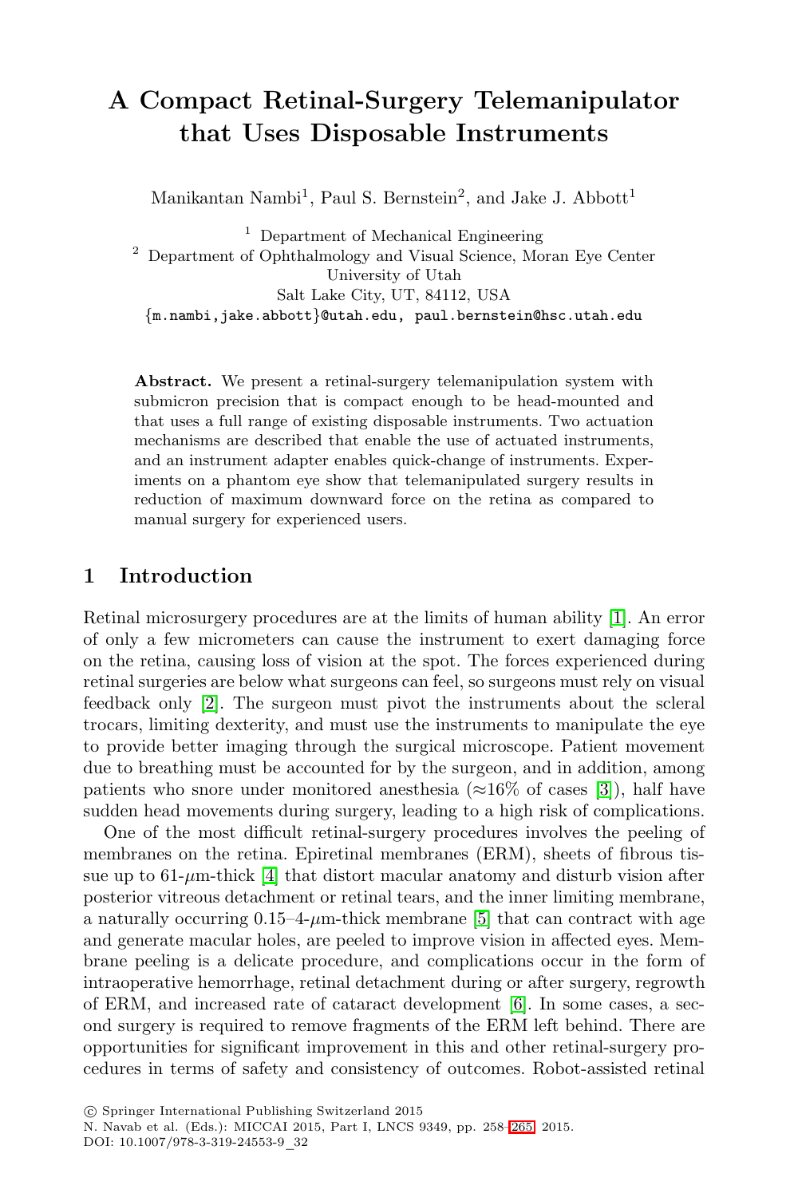# A Compact Retinal-Surgery Telemanipulator that Uses Disposable Instruments

Manikantan Nambi[1], Paul S. Bernstein[2], and Jake J. Abbott[1]

[1] Department of Mechanical Engineering
[2] Department of Ophthalmology and Visual Science, Moran Eye Center
University of Utah
Salt Lake City, UT, 84112, USA
{m.nambi,jake.abbott}@utah.edu, paul.bernstein@hsc.utah.edu

**Abstract.** We present a retinal-surgery telemanipulation system with submicron precision that is compact enough to be head-mounted and that uses a full range of existing disposable instruments. Two actuation mechanisms are described that enable the use of actuated instruments, and an instrument adapter enables quick-change of instruments. Experiments on a phantom eye show that telemanipulated surgery results in reduction of maximum downward force on the retina as compared to manual surgery for experienced users.

## 1 Introduction

Retinal microsurgery procedures are at the limits of human ability [1]. An error of only a few micrometers can cause the instrument to exert damaging force on the retina, causing loss of vision at the spot. The forces experienced during retinal surgeries are below what surgeons can feel, so surgeons must rely on visual feedback only [2]. The surgeon must pivot the instruments about the scleral trocars, limiting dexterity, and must use the instruments to manipulate the eye to provide better imaging through the surgical microscope. Patient movement due to breathing must be accounted for by the surgeon, and in addition, among patients who snore under monitored anesthesia (≈16% of cases [3]), half have sudden head movements during surgery, leading to a high risk of complications.

One of the most difficult retinal-surgery procedures involves the peeling of membranes on the retina. Epiretinal membranes (ERM), sheets of fibrous tissue up to 61-$\mu$m-thick [4] that distort macular anatomy and disturb vision after posterior vitreous detachment or retinal tears, and the inner limiting membrane, a naturally occurring 0.15–4-$\mu$m-thick membrane [5] that can contract with age and generate macular holes, are peeled to improve vision in affected eyes. Membrane peeling is a delicate procedure, and complications occur in the form of intraoperative hemorrhage, retinal detachment during or after surgery, regrowth of ERM, and increased rate of cataract development [6]. In some cases, a second surgery is required to remove fragments of the ERM left behind. There are opportunities for significant improvement in this and other retinal-surgery procedures in terms of safety and consistency of outcomes. Robot-assisted retinal

© Springer International Publishing Switzerland 2015
N. Navab et al. (Eds.): MICCAI 2015, Part I, LNCS 9349, pp. 258–265, 2015.
DOI: 10.1007/978-3-319-24553-9_32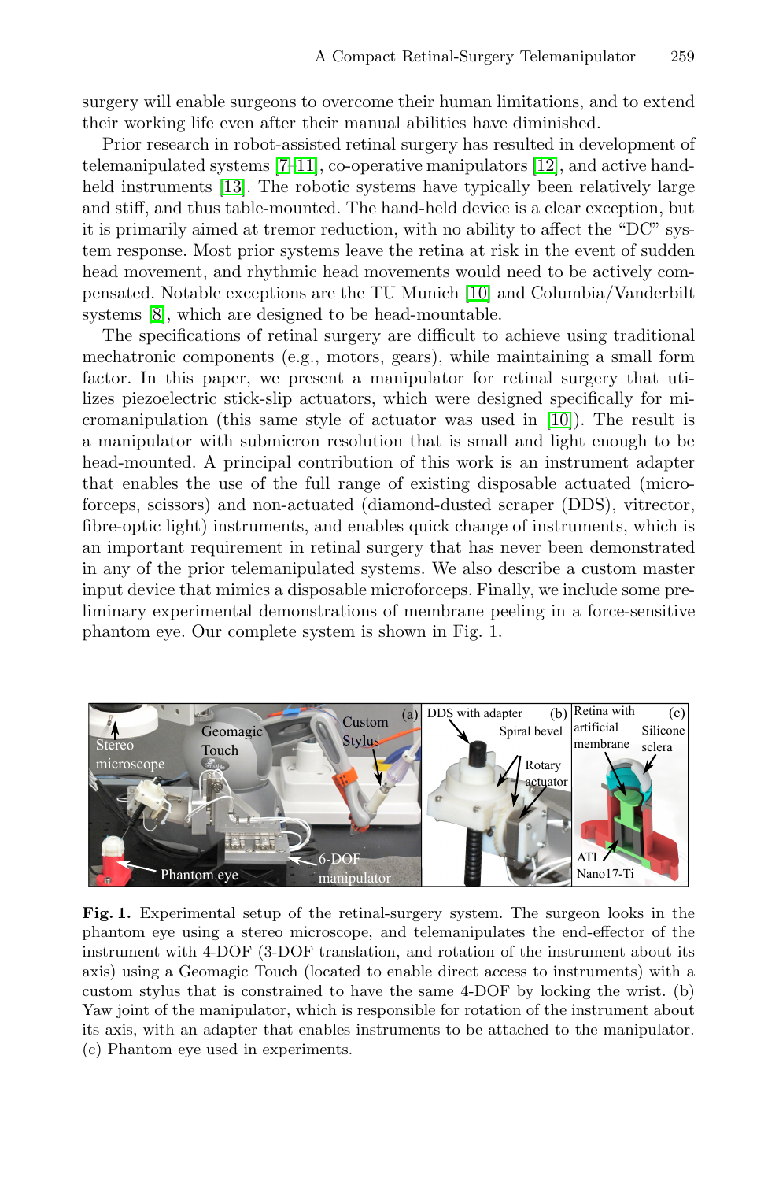surgery will enable surgeons to overcome their human limitations, and to extend their working life even after their manual abilities have diminished.

Prior research in robot-assisted retinal surgery has resulted in development of telemanipulated systems [7–11], co-operative manipulators [12], and active hand-held instruments [13]. The robotic systems have typically been relatively large and stiff, and thus table-mounted. The hand-held device is a clear exception, but it is primarily aimed at tremor reduction, with no ability to affect the "DC" system response. Most prior systems leave the retina at risk in the event of sudden head movement, and rhythmic head movements would need to be actively compensated. Notable exceptions are the TU Munich [10] and Columbia/Vanderbilt systems [8], which are designed to be head-mountable.

The specifications of retinal surgery are difficult to achieve using traditional mechatronic components (e.g., motors, gears), while maintaining a small form factor. In this paper, we present a manipulator for retinal surgery that utilizes piezoelectric stick-slip actuators, which were designed specifically for micromanipulation (this same style of actuator was used in [10]). The result is a manipulator with submicron resolution that is small and light enough to be head-mounted. A principal contribution of this work is an instrument adapter that enables the use of the full range of existing disposable actuated (microforceps, scissors) and non-actuated (diamond-dusted scraper (DDS), vitrector, fibre-optic light) instruments, and enables quick change of instruments, which is an important requirement in retinal surgery that has never been demonstrated in any of the prior telemanipulated systems. We also describe a custom master input device that mimics a disposable microforceps. Finally, we include some preliminary experimental demonstrations of membrane peeling in a force-sensitive phantom eye. Our complete system is shown in Fig. 1.

**Fig. 1.** Experimental setup of the retinal-surgery system. The surgeon looks in the phantom eye using a stereo microscope, and telemanipulates the end-effector of the instrument with 4-DOF (3-DOF translation, and rotation of the instrument about its axis) using a Geomagic Touch (located to enable direct access to instruments) with a custom stylus that is constrained to have the same 4-DOF by locking the wrist. (b) Yaw joint of the manipulator, which is responsible for rotation of the instrument about its axis, with an adapter that enables instruments to be attached to the manipulator. (c) Phantom eye used in experiments.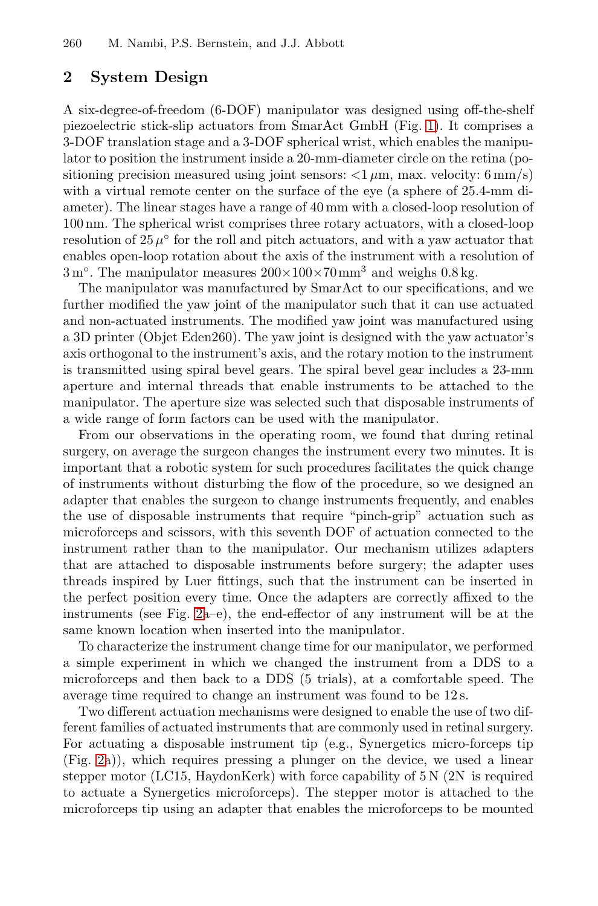## 2 System Design

A six-degree-of-freedom (6-DOF) manipulator was designed using off-the-shelf piezoelectric stick-slip actuators from SmarAct GmbH (Fig. 1). It comprises a 3-DOF translation stage and a 3-DOF spherical wrist, which enables the manipulator to position the instrument inside a 20-mm-diameter circle on the retina (positioning precision measured using joint sensors: $<1\,\mu$m, max. velocity: 6 mm/s) with a virtual remote center on the surface of the eye (a sphere of 25.4-mm diameter). The linear stages have a range of 40 mm with a closed-loop resolution of 100 nm. The spherical wrist comprises three rotary actuators, with a closed-loop resolution of $25\,\mu°$ for the roll and pitch actuators, and with a yaw actuator that enables open-loop rotation about the axis of the instrument with a resolution of 3 m°. The manipulator measures $200 \times 100 \times 70\,\text{mm}^3$ and weighs 0.8 kg.

The manipulator was manufactured by SmarAct to our specifications, and we further modified the yaw joint of the manipulator such that it can use actuated and non-actuated instruments. The modified yaw joint was manufactured using a 3D printer (Objet Eden260). The yaw joint is designed with the yaw actuator's axis orthogonal to the instrument's axis, and the rotary motion to the instrument is transmitted using spiral bevel gears. The spiral bevel gear includes a 23-mm aperture and internal threads that enable instruments to be attached to the manipulator. The aperture size was selected such that disposable instruments of a wide range of form factors can be used with the manipulator.

From our observations in the operating room, we found that during retinal surgery, on average the surgeon changes the instrument every two minutes. It is important that a robotic system for such procedures facilitates the quick change of instruments without disturbing the flow of the procedure, so we designed an adapter that enables the surgeon to change instruments frequently, and enables the use of disposable instruments that require "pinch-grip" actuation such as microforceps and scissors, with this seventh DOF of actuation connected to the instrument rather than to the manipulator. Our mechanism utilizes adapters that are attached to disposable instruments before surgery; the adapter uses threads inspired by Luer fittings, such that the instrument can be inserted in the perfect position every time. Once the adapters are correctly affixed to the instruments (see Fig. 2a–e), the end-effector of any instrument will be at the same known location when inserted into the manipulator.

To characterize the instrument change time for our manipulator, we performed a simple experiment in which we changed the instrument from a DDS to a microforceps and then back to a DDS (5 trials), at a comfortable speed. The average time required to change an instrument was found to be 12 s.

Two different actuation mechanisms were designed to enable the use of two different families of actuated instruments that are commonly used in retinal surgery. For actuating a disposable instrument tip (e.g., Synergetics micro-forceps tip (Fig. 2a)), which requires pressing a plunger on the device, we used a linear stepper motor (LC15, HaydonKerk) with force capability of 5 N (2N is required to actuate a Synergetics microforceps). The stepper motor is attached to the microforceps tip using an adapter that enables the microforceps to be mounted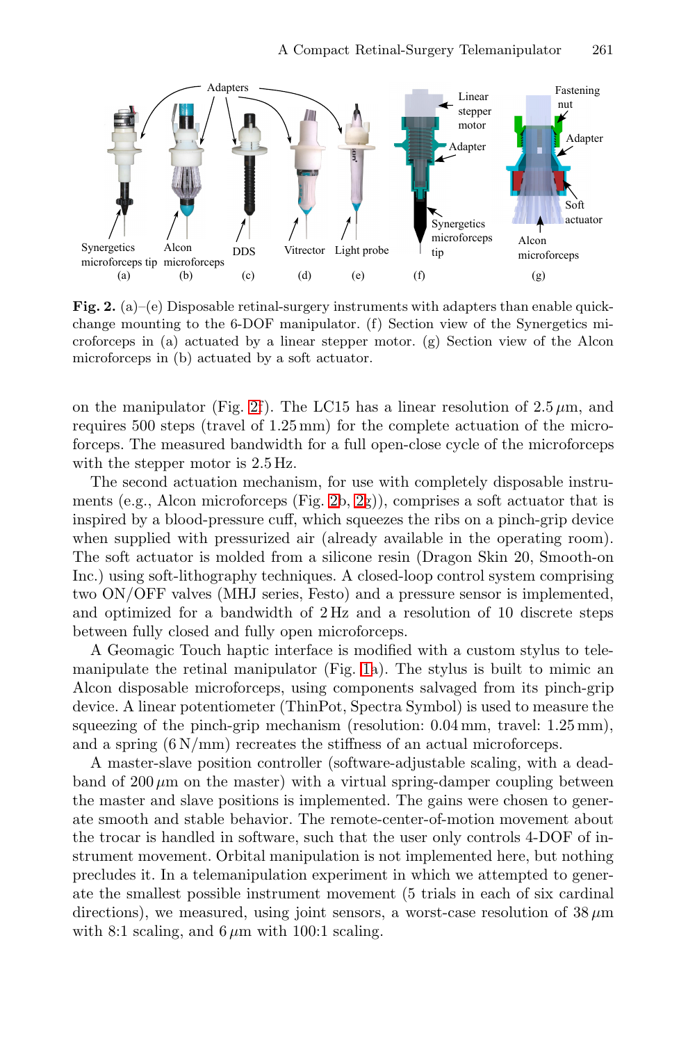**Fig. 2.** (a)–(e) Disposable retinal-surgery instruments with adapters than enable quick-change mounting to the 6-DOF manipulator. (f) Section view of the Synergetics microforceps in (a) actuated by a linear stepper motor. (g) Section view of the Alcon microforceps in (b) actuated by a soft actuator.

on the manipulator (Fig. 2f). The LC15 has a linear resolution of 2.5 $\mu$m, and requires 500 steps (travel of 1.25 mm) for the complete actuation of the microforceps. The measured bandwidth for a full open-close cycle of the microforceps with the stepper motor is 2.5 Hz.

The second actuation mechanism, for use with completely disposable instruments (e.g., Alcon microforceps (Fig. 2b, 2g)), comprises a soft actuator that is inspired by a blood-pressure cuff, which squeezes the ribs on a pinch-grip device when supplied with pressurized air (already available in the operating room). The soft actuator is molded from a silicone resin (Dragon Skin 20, Smooth-on Inc.) using soft-lithography techniques. A closed-loop control system comprising two ON/OFF valves (MHJ series, Festo) and a pressure sensor is implemented, and optimized for a bandwidth of 2 Hz and a resolution of 10 discrete steps between fully closed and fully open microforceps.

A Geomagic Touch haptic interface is modified with a custom stylus to telemanipulate the retinal manipulator (Fig. 1a). The stylus is built to mimic an Alcon disposable microforceps, using components salvaged from its pinch-grip device. A linear potentiometer (ThinPot, Spectra Symbol) is used to measure the squeezing of the pinch-grip mechanism (resolution: 0.04 mm, travel: 1.25 mm), and a spring (6 N/mm) recreates the stiffness of an actual microforceps.

A master-slave position controller (software-adjustable scaling, with a deadband of 200 $\mu$m on the master) with a virtual spring-damper coupling between the master and slave positions is implemented. The gains were chosen to generate smooth and stable behavior. The remote-center-of-motion movement about the trocar is handled in software, such that the user only controls 4-DOF of instrument movement. Orbital manipulation is not implemented here, but nothing precludes it. In a telemanipulation experiment in which we attempted to generate the smallest possible instrument movement (5 trials in each of six cardinal directions), we measured, using joint sensors, a worst-case resolution of 38 $\mu$m with 8:1 scaling, and 6 $\mu$m with 100:1 scaling.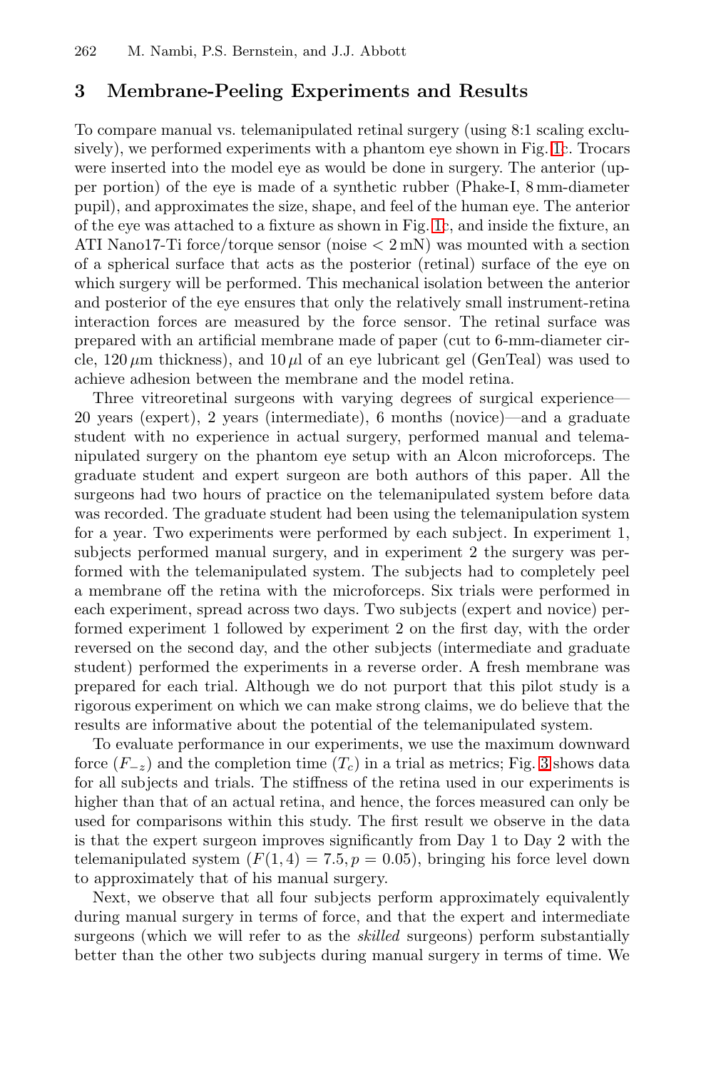## 3 Membrane-Peeling Experiments and Results

To compare manual vs. telemanipulated retinal surgery (using 8:1 scaling exclusively), we performed experiments with a phantom eye shown in Fig. 1c. Trocars were inserted into the model eye as would be done in surgery. The anterior (upper portion) of the eye is made of a synthetic rubber (Phake-I, 8 mm-diameter pupil), and approximates the size, shape, and feel of the human eye. The anterior of the eye was attached to a fixture as shown in Fig. 1c, and inside the fixture, an ATI Nano17-Ti force/torque sensor (noise $< 2\,\text{mN}$) was mounted with a section of a spherical surface that acts as the posterior (retinal) surface of the eye on which surgery will be performed. This mechanical isolation between the anterior and posterior of the eye ensures that only the relatively small instrument-retina interaction forces are measured by the force sensor. The retinal surface was prepared with an artificial membrane made of paper (cut to 6-mm-diameter circle, $120\,\mu\text{m}$ thickness), and $10\,\mu\text{l}$ of an eye lubricant gel (GenTeal) was used to achieve adhesion between the membrane and the model retina.

Three vitreoretinal surgeons with varying degrees of surgical experience—20 years (expert), 2 years (intermediate), 6 months (novice)—and a graduate student with no experience in actual surgery, performed manual and telemanipulated surgery on the phantom eye setup with an Alcon microforceps. The graduate student and expert surgeon are both authors of this paper. All the surgeons had two hours of practice on the telemanipulated system before data was recorded. The graduate student had been using the telemanipulation system for a year. Two experiments were performed by each subject. In experiment 1, subjects performed manual surgery, and in experiment 2 the surgery was performed with the telemanipulated system. The subjects had to completely peel a membrane off the retina with the microforceps. Six trials were performed in each experiment, spread across two days. Two subjects (expert and novice) performed experiment 1 followed by experiment 2 on the first day, with the order reversed on the second day, and the other subjects (intermediate and graduate student) performed the experiments in a reverse order. A fresh membrane was prepared for each trial. Although we do not purport that this pilot study is a rigorous experiment on which we can make strong claims, we do believe that the results are informative about the potential of the telemanipulated system.

To evaluate performance in our experiments, we use the maximum downward force ($F_{-z}$) and the completion time ($T_c$) in a trial as metrics; Fig. 3 shows data for all subjects and trials. The stiffness of the retina used in our experiments is higher than that of an actual retina, and hence, the forces measured can only be used for comparisons within this study. The first result we observe in the data is that the expert surgeon improves significantly from Day 1 to Day 2 with the telemanipulated system ($F(1, 4) = 7.5, p = 0.05$), bringing his force level down to approximately that of his manual surgery.

Next, we observe that all four subjects perform approximately equivalently during manual surgery in terms of force, and that the expert and intermediate surgeons (which we will refer to as the *skilled* surgeons) perform substantially better than the other two subjects during manual surgery in terms of time. We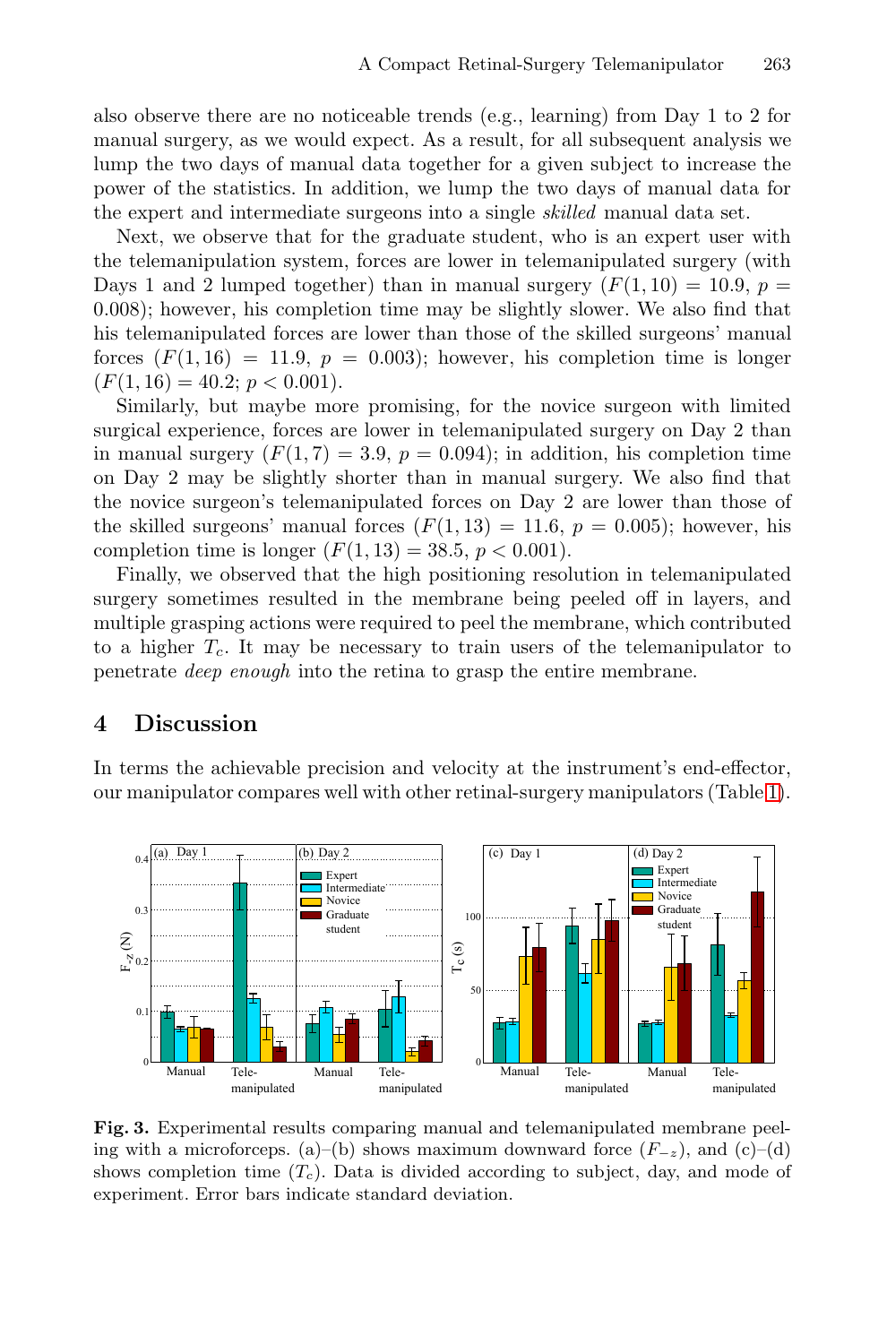also observe there are no noticeable trends (e.g., learning) from Day 1 to 2 for manual surgery, as we would expect. As a result, for all subsequent analysis we lump the two days of manual data together for a given subject to increase the power of the statistics. In addition, we lump the two days of manual data for the expert and intermediate surgeons into a single *skilled* manual data set.

Next, we observe that for the graduate student, who is an expert user with the telemanipulation system, forces are lower in telemanipulated surgery (with Days 1 and 2 lumped together) than in manual surgery ($F(1, 10) = 10.9$, $p = 0.008$); however, his completion time may be slightly slower. We also find that his telemanipulated forces are lower than those of the skilled surgeons' manual forces ($F(1, 16) = 11.9$, $p = 0.003$); however, his completion time is longer ($F(1, 16) = 40.2$; $p < 0.001$).

Similarly, but maybe more promising, for the novice surgeon with limited surgical experience, forces are lower in telemanipulated surgery on Day 2 than in manual surgery ($F(1, 7) = 3.9$, $p = 0.094$); in addition, his completion time on Day 2 may be slightly shorter than in manual surgery. We also find that the novice surgeon's telemanipulated forces on Day 2 are lower than those of the skilled surgeons' manual forces ($F(1, 13) = 11.6$, $p = 0.005$); however, his completion time is longer ($F(1, 13) = 38.5$, $p < 0.001$).

Finally, we observed that the high positioning resolution in telemanipulated surgery sometimes resulted in the membrane being peeled off in layers, and multiple grasping actions were required to peel the membrane, which contributed to a higher $T_c$. It may be necessary to train users of the telemanipulator to penetrate *deep enough* into the retina to grasp the entire membrane.

## 4 Discussion

In terms the achievable precision and velocity at the instrument's end-effector, our manipulator compares well with other retinal-surgery manipulators (Table 1).

**Fig. 3.** Experimental results comparing manual and telemanipulated membrane peeling with a microforceps. (a)–(b) shows maximum downward force ($F_{-z}$), and (c)–(d) shows completion time ($T_c$). Data is divided according to subject, day, and mode of experiment. Error bars indicate standard deviation.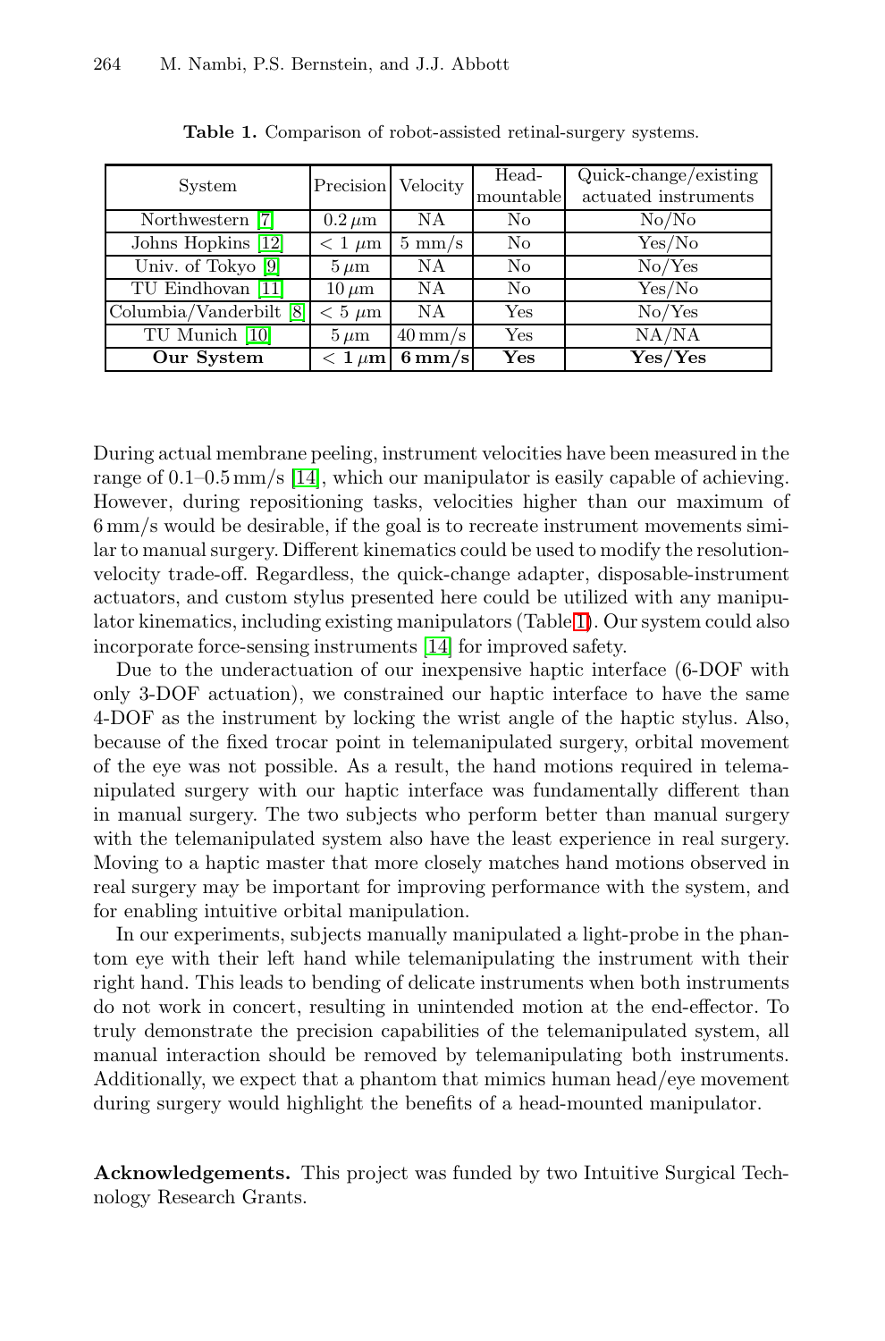**Table 1.** Comparison of robot-assisted retinal-surgery systems.

| System | Precision | Velocity | Head-mountable | Quick-change/existing actuated instruments |
|---|---|---|---|---|
| Northwestern [7] | $0.2\,\mu$m | NA | No | No/No |
| Johns Hopkins [12] | $< 1\ \mu$m | 5 mm/s | No | Yes/No |
| Univ. of Tokyo [9] | $5\,\mu$m | NA | No | No/Yes |
| TU Eindhovan [11] | $10\,\mu$m | NA | No | Yes/No |
| Columbia/Vanderbilt [8] | $< 5\ \mu$m | NA | Yes | No/Yes |
| TU Munich [10] | $5\,\mu$m | 40 mm/s | Yes | NA/NA |
| **Our System** | $\mathbf{< 1\,\mu m}$ | **6 mm/s** | **Yes** | **Yes/Yes** |

During actual membrane peeling, instrument velocities have been measured in the range of 0.1–0.5 mm/s [14], which our manipulator is easily capable of achieving. However, during repositioning tasks, velocities higher than our maximum of 6 mm/s would be desirable, if the goal is to recreate instrument movements similar to manual surgery. Different kinematics could be used to modify the resolution-velocity trade-off. Regardless, the quick-change adapter, disposable-instrument actuators, and custom stylus presented here could be utilized with any manipulator kinematics, including existing manipulators (Table 1). Our system could also incorporate force-sensing instruments [14] for improved safety.

Due to the underactuation of our inexpensive haptic interface (6-DOF with only 3-DOF actuation), we constrained our haptic interface to have the same 4-DOF as the instrument by locking the wrist angle of the haptic stylus. Also, because of the fixed trocar point in telemanipulated surgery, orbital movement of the eye was not possible. As a result, the hand motions required in telemanipulated surgery with our haptic interface was fundamentally different than in manual surgery. The two subjects who perform better than manual surgery with the telemanipulated system also have the least experience in real surgery. Moving to a haptic master that more closely matches hand motions observed in real surgery may be important for improving performance with the system, and for enabling intuitive orbital manipulation.

In our experiments, subjects manually manipulated a light-probe in the phantom eye with their left hand while telemanipulating the instrument with their right hand. This leads to bending of delicate instruments when both instruments do not work in concert, resulting in unintended motion at the end-effector. To truly demonstrate the precision capabilities of the telemanipulated system, all manual interaction should be removed by telemanipulating both instruments. Additionally, we expect that a phantom that mimics human head/eye movement during surgery would highlight the benefits of a head-mounted manipulator.

**Acknowledgements.** This project was funded by two Intuitive Surgical Technology Research Grants.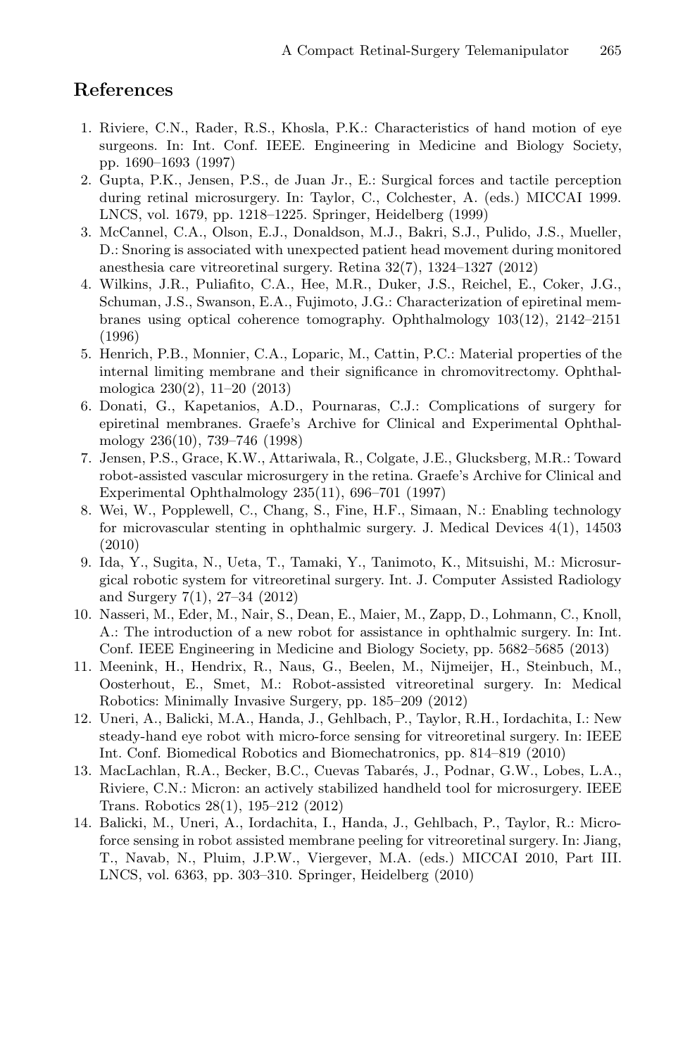## References

1. Riviere, C.N., Rader, R.S., Khosla, P.K.: Characteristics of hand motion of eye surgeons. In: Int. Conf. IEEE. Engineering in Medicine and Biology Society, pp. 1690–1693 (1997)
2. Gupta, P.K., Jensen, P.S., de Juan Jr., E.: Surgical forces and tactile perception during retinal microsurgery. In: Taylor, C., Colchester, A. (eds.) MICCAI 1999. LNCS, vol. 1679, pp. 1218–1225. Springer, Heidelberg (1999)
3. McCannel, C.A., Olson, E.J., Donaldson, M.J., Bakri, S.J., Pulido, J.S., Mueller, D.: Snoring is associated with unexpected patient head movement during monitored anesthesia care vitreoretinal surgery. Retina 32(7), 1324–1327 (2012)
4. Wilkins, J.R., Puliafito, C.A., Hee, M.R., Duker, J.S., Reichel, E., Coker, J.G., Schuman, J.S., Swanson, E.A., Fujimoto, J.G.: Characterization of epiretinal membranes using optical coherence tomography. Ophthalmology 103(12), 2142–2151 (1996)
5. Henrich, P.B., Monnier, C.A., Loparic, M., Cattin, P.C.: Material properties of the internal limiting membrane and their significance in chromovitrectomy. Ophthalmologica 230(2), 11–20 (2013)
6. Donati, G., Kapetanios, A.D., Pournaras, C.J.: Complications of surgery for epiretinal membranes. Graefe's Archive for Clinical and Experimental Ophthalmology 236(10), 739–746 (1998)
7. Jensen, P.S., Grace, K.W., Attariwala, R., Colgate, J.E., Glucksberg, M.R.: Toward robot-assisted vascular microsurgery in the retina. Graefe's Archive for Clinical and Experimental Ophthalmology 235(11), 696–701 (1997)
8. Wei, W., Popplewell, C., Chang, S., Fine, H.F., Simaan, N.: Enabling technology for microvascular stenting in ophthalmic surgery. J. Medical Devices 4(1), 14503 (2010)
9. Ida, Y., Sugita, N., Ueta, T., Tamaki, Y., Tanimoto, K., Mitsuishi, M.: Microsurgical robotic system for vitreoretinal surgery. Int. J. Computer Assisted Radiology and Surgery 7(1), 27–34 (2012)
10. Nasseri, M., Eder, M., Nair, S., Dean, E., Maier, M., Zapp, D., Lohmann, C., Knoll, A.: The introduction of a new robot for assistance in ophthalmic surgery. In: Int. Conf. IEEE Engineering in Medicine and Biology Society, pp. 5682–5685 (2013)
11. Meenink, H., Hendrix, R., Naus, G., Beelen, M., Nijmeijer, H., Steinbuch, M., Oosterhout, E., Smet, M.: Robot-assisted vitreoretinal surgery. In: Medical Robotics: Minimally Invasive Surgery, pp. 185–209 (2012)
12. Uneri, A., Balicki, M.A., Handa, J., Gehlbach, P., Taylor, R.H., Iordachita, I.: New steady-hand eye robot with micro-force sensing for vitreoretinal surgery. In: IEEE Int. Conf. Biomedical Robotics and Biomechatronics, pp. 814–819 (2010)
13. MacLachlan, R.A., Becker, B.C., Cuevas Tabarés, J., Podnar, G.W., Lobes, L.A., Riviere, C.N.: Micron: an actively stabilized handheld tool for microsurgery. IEEE Trans. Robotics 28(1), 195–212 (2012)
14. Balicki, M., Uneri, A., Iordachita, I., Handa, J., Gehlbach, P., Taylor, R.: Micro-force sensing in robot assisted membrane peeling for vitreoretinal surgery. In: Jiang, T., Navab, N., Pluim, J.P.W., Viergever, M.A. (eds.) MICCAI 2010, Part III. LNCS, vol. 6363, pp. 303–310. Springer, Heidelberg (2010)